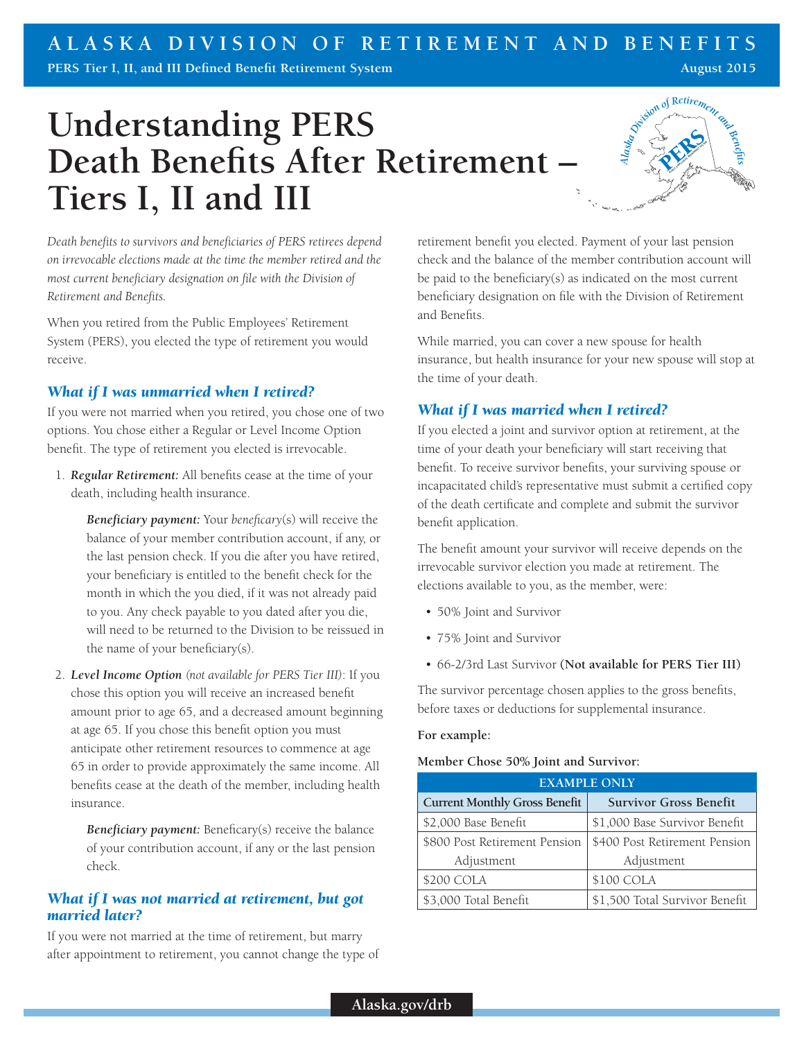# Understanding PERS Death Benefits After Retirement – Tiers I, II and III

*Death benefits to survivors and beneficiaries of PERS retirees depend on irrevocable elections made at the time the member retired and the most current beneficiary designation on file with the Division of Retirement and Benefits.*

When you retired from the Public Employees' Retirement System (PERS), you elected the type of retirement you would receive.

## *What if I was unmarried when I retired?*

If you were not married when you retired, you chose one of two options. You chose either a Regular or Level Income Option benefit. The type of retirement you elected is irrevocable.

1. ***Regular Retirement:*** All benefits cease at the time of your death, including health insurance.

   ***Beneficiary payment:*** Your *beneficary*(s) will receive the balance of your member contribution account, if any, or the last pension check. If you die after you have retired, your beneficiary is entitled to the benefit check for the month in which the you died, if it was not already paid to you. Any check payable to you dated after you die, will need to be returned to the Division to be reissued in the name of your beneficiary(s).

2. ***Level Income Option*** *(not available for PERS Tier III)*: If you chose this option you will receive an increased benefit amount prior to age 65, and a decreased amount beginning at age 65. If you chose this benefit option you must anticipate other retirement resources to commence at age 65 in order to provide approximately the same income. All benefits cease at the death of the member, including health insurance.

   ***Beneficiary payment:*** Benefica­ry(s) receive the balance of your contribution account, if any or the last pension check.

## *What if I was not married at retirement, but got married later?*

If you were not married at the time of retirement, but marry after appointment to retirement, you cannot change the type of retirement benefit you elected. Payment of your last pension check and the balance of the member contribution account will be paid to the beneficiary(s) as indicated on the most current beneficiary designation on file with the Division of Retirement and Benefits.

While married, you can cover a new spouse for health insurance, but health insurance for your new spouse will stop at the time of your death.

## *What if I was married when I retired?*

If you elected a joint and survivor option at retirement, at the time of your death your beneficiary will start receiving that benefit. To receive survivor benefits, your surviving spouse or incapacitated child's representative must submit a certified copy of the death certificate and complete and submit the survivor benefit application.

The benefit amount your survivor will receive depends on the irrevocable survivor election you made at retirement. The elections available to you, as the member, were:

- 50% Joint and Survivor
- 75% Joint and Survivor
- 66-2/3rd Last Survivor **(Not available for PERS Tier III)**

The survivor percentage chosen applies to the gross benefits, before taxes or deductions for supplemental insurance.

**For example:**

**Member Chose 50% Joint and Survivor:**

| EXAMPLE ONLY | |
|---|---|
| **Current Monthly Gross Benefit** | **Survivor Gross Benefit** |
| $2,000 Base Benefit | $1,000 Base Survivor Benefit |
| $800 Post Retirement Pension Adjustment | $400 Post Retirement Pension Adjustment |
| $200 COLA | $100 COLA |
| $3,000 Total Benefit | $1,500 Total Survivor Benefit |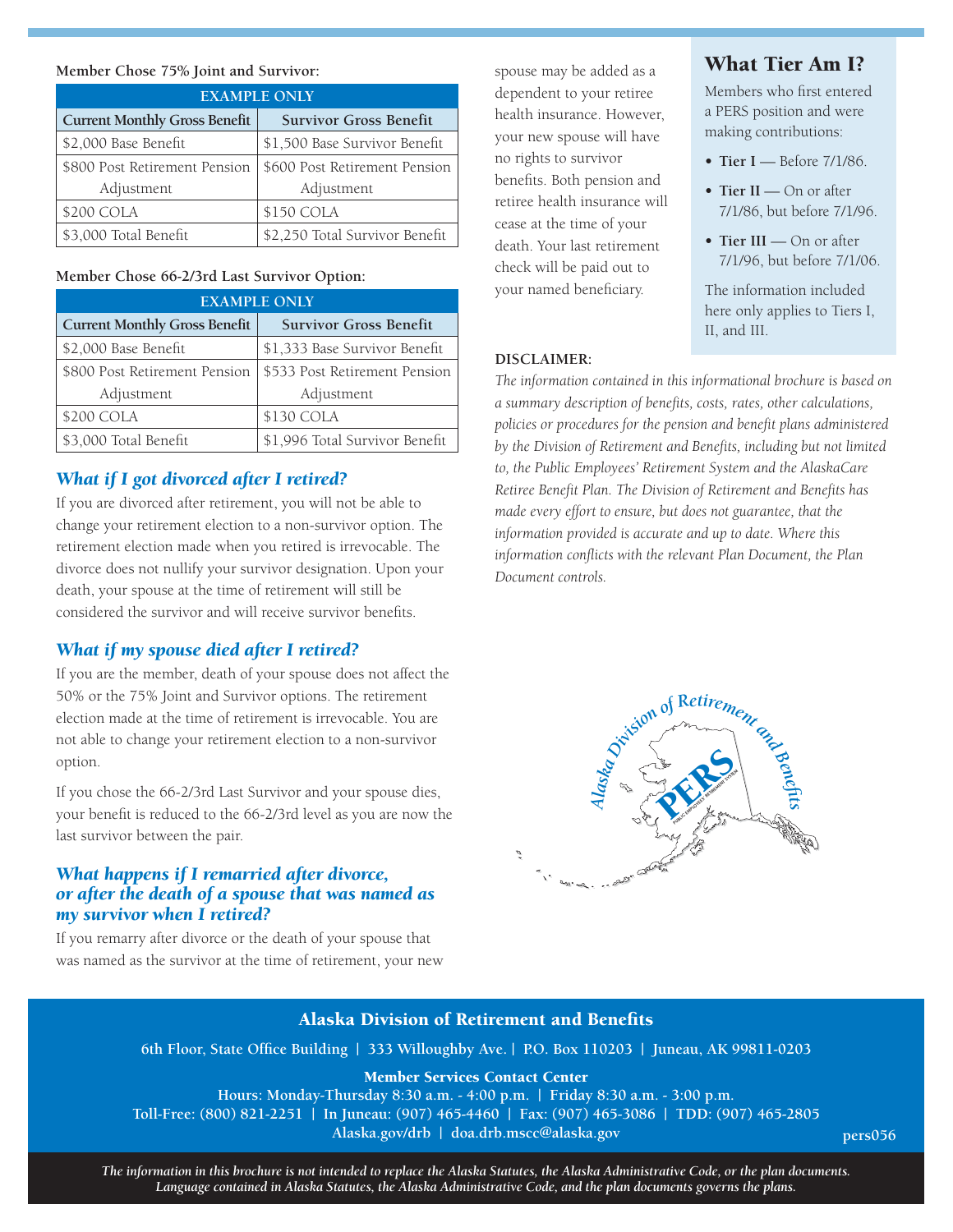**Member Chose 75% Joint and Survivor:**

| EXAMPLE ONLY | |
|---|---|
| **Current Monthly Gross Benefit** | **Survivor Gross Benefit** |
| $2,000 Base Benefit | $1,500 Base Survivor Benefit |
| $800 Post Retirement Pension Adjustment | $600 Post Retirement Pension Adjustment |
| $200 COLA | $150 COLA |
| $3,000 Total Benefit | $2,250 Total Survivor Benefit |

**Member Chose 66-2/3rd Last Survivor Option:**

| EXAMPLE ONLY | |
|---|---|
| **Current Monthly Gross Benefit** | **Survivor Gross Benefit** |
| $2,000 Base Benefit | $1,333 Base Survivor Benefit |
| $800 Post Retirement Pension Adjustment | $533 Post Retirement Pension Adjustment |
| $200 COLA | $130 COLA |
| $3,000 Total Benefit | $1,996 Total Survivor Benefit |

## *What if I got divorced after I retired?*

If you are divorced after retirement, you will not be able to change your retirement election to a non-survivor option. The retirement election made when you retired is irrevocable. The divorce does not nullify your survivor designation. Upon your death, your spouse at the time of retirement will still be considered the survivor and will receive survivor benefits.

## *What if my spouse died after I retired?*

If you are the member, death of your spouse does not affect the 50% or the 75% Joint and Survivor options. The retirement election made at the time of retirement is irrevocable. You are not able to change your retirement election to a non-survivor option.

If you chose the 66-2/3rd Last Survivor and your spouse dies, your benefit is reduced to the 66-2/3rd level as you are now the last survivor between the pair.

## *What happens if I remarried after divorce, or after the death of a spouse that was named as my survivor when I retired?*

If you remarry after divorce or the death of your spouse that was named as the survivor at the time of retirement, your new spouse may be added as a dependent to your retiree health insurance. However, your new spouse will have no rights to survivor benefits. Both pension and retiree health insurance will cease at the time of your death. Your last retirement check will be paid out to your named beneficiary.

## What Tier Am I?

Members who first entered a PERS position and were making contributions:

- **Tier I —** Before 7/1/86.
- **Tier II —** On or after 7/1/86, but before 7/1/96.
- **Tier III —** On or after 7/1/96, but before 7/1/06.

The information included here only applies to Tiers I, II, and III.

**DISCLAIMER:**

*The information contained in this informational brochure is based on a summary description of benefits, costs, rates, other calculations, policies or procedures for the pension and benefit plans administered by the Division of Retirement and Benefits, including but not limited to, the Public Employees' Retirement System and the AlaskaCare Retiree Benefit Plan. The Division of Retirement and Benefits has made every effort to ensure, but does not guarantee, that the information provided is accurate and up to date. Where this information conflicts with the relevant Plan Document, the Plan Document controls.*

Alaska Division of Retirement and Benefits

PERS

Public Employees' Retirement System

**Alaska Division of Retirement and Benefits**

**6th Floor, State Office Building | 333 Willoughby Ave. | P.O. Box 110203 | Juneau, AK 99811-0203**

**Member Services Contact Center**

**Hours: Monday-Thursday 8:30 a.m. - 4:00 p.m. | Friday 8:30 a.m. - 3:00 p.m.**

**Toll-Free: (800) 821-2251 | In Juneau: (907) 465-4460 | Fax: (907) 465-3086 | TDD: (907) 465-2805**

**Alaska.gov/drb | doa.drb.mscc@alaska.gov**

**pers056**

***The information in this brochure is not intended to replace the Alaska Statutes, the Alaska Administrative Code, or the plan documents. Language contained in Alaska Statutes, the Alaska Administrative Code, and the plan documents governs the plans.***